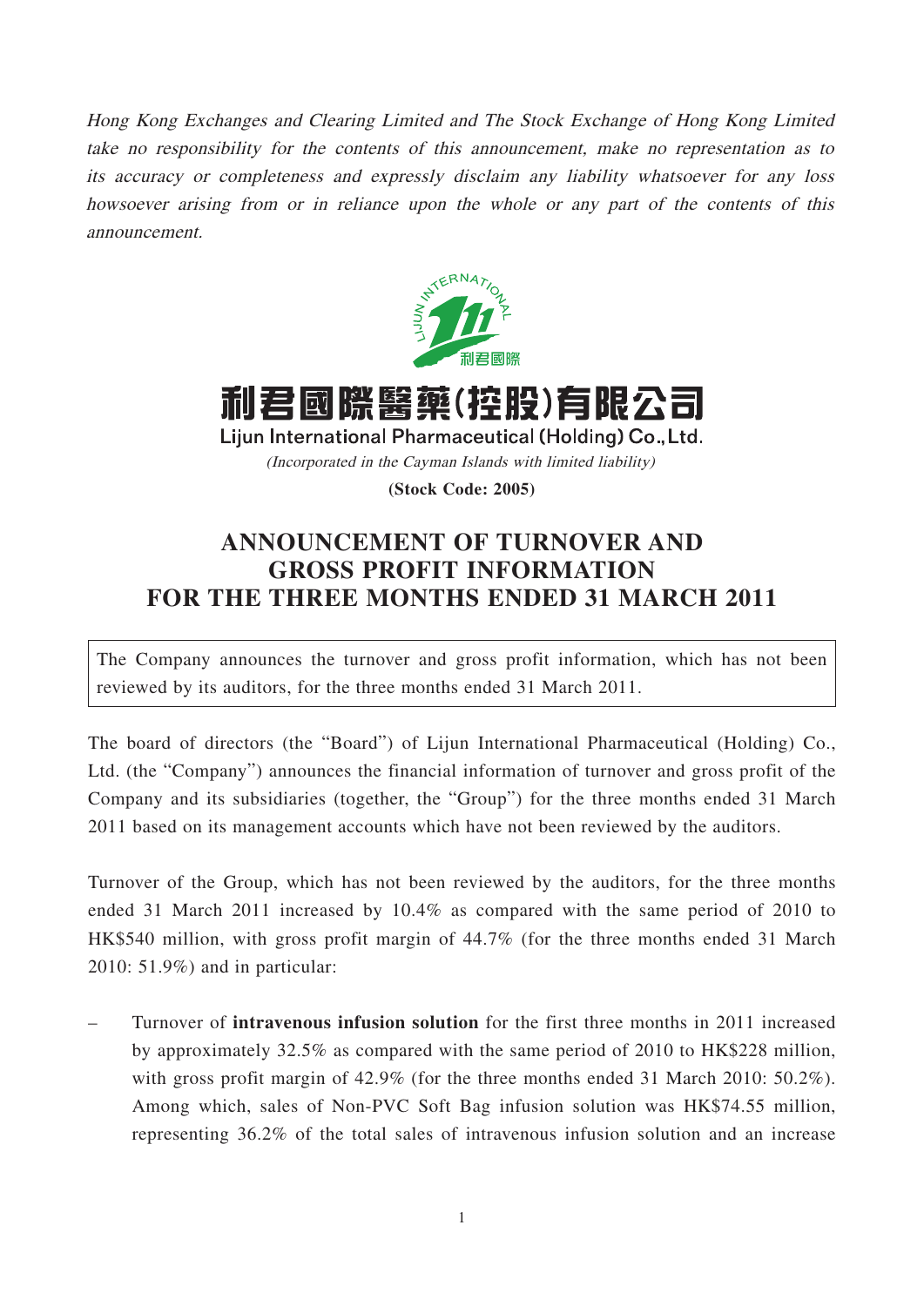*Hong Kong Exchanges and Clearing Limited and The Stock Exchange of Hong Kong Limited take no responsibility for the contents of this announcement, make no representation as to its accuracy or completeness and expressly disclaim any liability whatsoever for any loss howsoever arising from or in reliance upon the whole or any part of the contents of this announcement.*

# 利君國際醫藥(控股)有限公司

**Lijun International Pharmaceutical (Holding) Co., Ltd.**

*(Incorporated in the Cayman Islands with limited liability)*

**(Stock Code: 2005)**

## ANNOUNCEMENT OF TURNOVER AND GROSS PROFIT INFORMATION FOR THE THREE MONTHS ENDED 31 MARCH 2011

The Company announces the turnover and gross profit information, which has not been reviewed by its auditors, for the three months ended 31 March 2011.

The board of directors (the "Board") of Lijun International Pharmaceutical (Holding) Co., Ltd. (the "Company") announces the financial information of turnover and gross profit of the Company and its subsidiaries (together, the "Group") for the three months ended 31 March 2011 based on its management accounts which have not been reviewed by the auditors.

Turnover of the Group, which has not been reviewed by the auditors, for the three months ended 31 March 2011 increased by 10.4% as compared with the same period of 2010 to HK$540 million, with gross profit margin of 44.7% (for the three months ended 31 March 2010: 51.9%) and in particular:

– Turnover of **intravenous infusion solution** for the first three months in 2011 increased by approximately 32.5% as compared with the same period of 2010 to HK$228 million, with gross profit margin of 42.9% (for the three months ended 31 March 2010: 50.2%). Among which, sales of Non-PVC Soft Bag infusion solution was HK$74.55 million, representing 36.2% of the total sales of intravenous infusion solution and an increase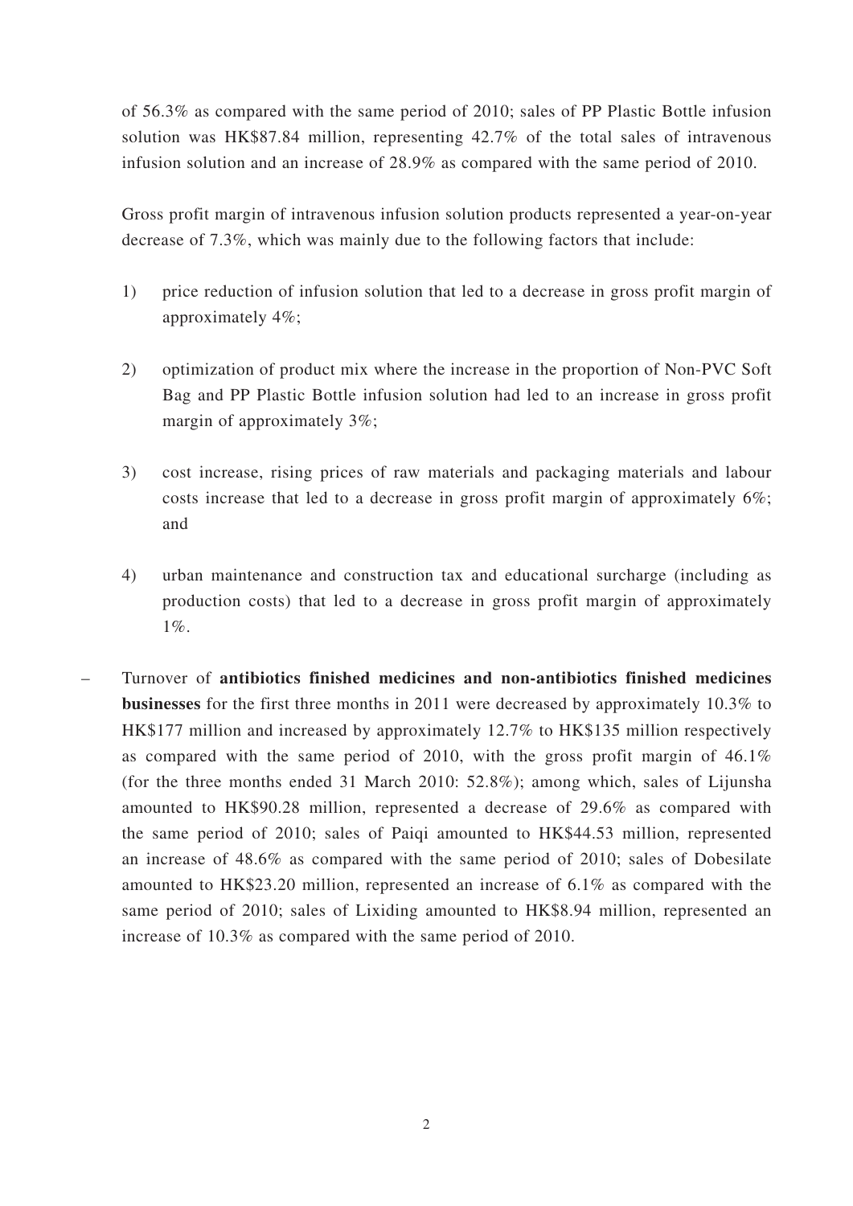of 56.3% as compared with the same period of 2010; sales of PP Plastic Bottle infusion solution was HK$87.84 million, representing 42.7% of the total sales of intravenous infusion solution and an increase of 28.9% as compared with the same period of 2010.

Gross profit margin of intravenous infusion solution products represented a year-on-year decrease of 7.3%, which was mainly due to the following factors that include:

1) price reduction of infusion solution that led to a decrease in gross profit margin of approximately 4%;

2) optimization of product mix where the increase in the proportion of Non-PVC Soft Bag and PP Plastic Bottle infusion solution had led to an increase in gross profit margin of approximately 3%;

3) cost increase, rising prices of raw materials and packaging materials and labour costs increase that led to a decrease in gross profit margin of approximately 6%; and

4) urban maintenance and construction tax and educational surcharge (including as production costs) that led to a decrease in gross profit margin of approximately 1%.

– Turnover of **antibiotics finished medicines and non-antibiotics finished medicines businesses** for the first three months in 2011 were decreased by approximately 10.3% to HK$177 million and increased by approximately 12.7% to HK$135 million respectively as compared with the same period of 2010, with the gross profit margin of 46.1% (for the three months ended 31 March 2010: 52.8%); among which, sales of Lijunsha amounted to HK$90.28 million, represented a decrease of 29.6% as compared with the same period of 2010; sales of Paiqi amounted to HK$44.53 million, represented an increase of 48.6% as compared with the same period of 2010; sales of Dobesilate amounted to HK$23.20 million, represented an increase of 6.1% as compared with the same period of 2010; sales of Lixiding amounted to HK$8.94 million, represented an increase of 10.3% as compared with the same period of 2010.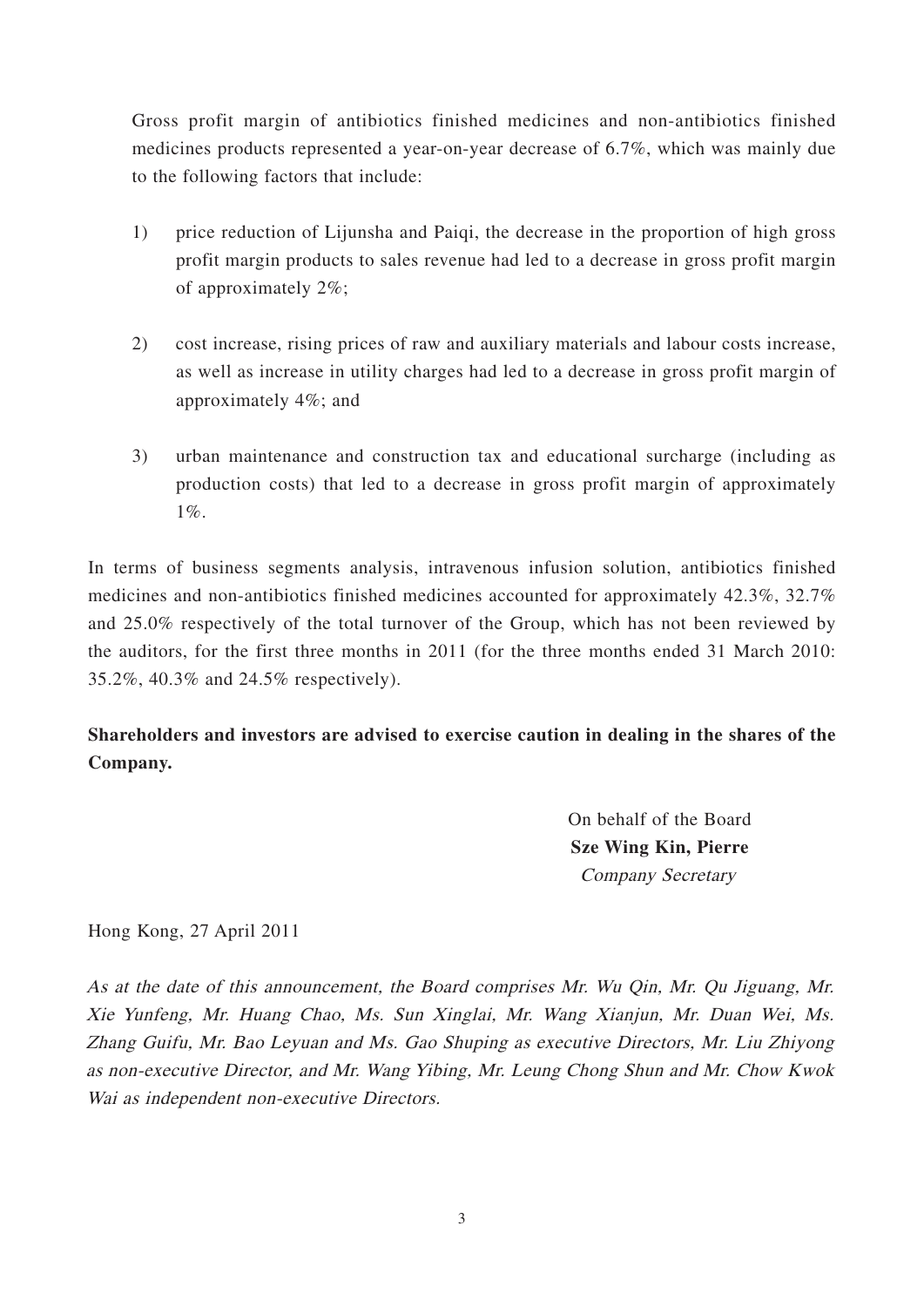Gross profit margin of antibiotics finished medicines and non-antibiotics finished medicines products represented a year-on-year decrease of 6.7%, which was mainly due to the following factors that include:

1) price reduction of Lijunsha and Paiqi, the decrease in the proportion of high gross profit margin products to sales revenue had led to a decrease in gross profit margin of approximately 2%;

2) cost increase, rising prices of raw and auxiliary materials and labour costs increase, as well as increase in utility charges had led to a decrease in gross profit margin of approximately 4%; and

3) urban maintenance and construction tax and educational surcharge (including as production costs) that led to a decrease in gross profit margin of approximately 1%.

In terms of business segments analysis, intravenous infusion solution, antibiotics finished medicines and non-antibiotics finished medicines accounted for approximately 42.3%, 32.7% and 25.0% respectively of the total turnover of the Group, which has not been reviewed by the auditors, for the first three months in 2011 (for the three months ended 31 March 2010: 35.2%, 40.3% and 24.5% respectively).

**Shareholders and investors are advised to exercise caution in dealing in the shares of the Company.**

On behalf of the Board
**Sze Wing Kin, Pierre**
*Company Secretary*

Hong Kong, 27 April 2011

*As at the date of this announcement, the Board comprises Mr. Wu Qin, Mr. Qu Jiguang, Mr. Xie Yunfeng, Mr. Huang Chao, Ms. Sun Xinglai, Mr. Wang Xianjun, Mr. Duan Wei, Ms. Zhang Guifu, Mr. Bao Leyuan and Ms. Gao Shuping as executive Directors, Mr. Liu Zhiyong as non-executive Director, and Mr. Wang Yibing, Mr. Leung Chong Shun and Mr. Chow Kwok Wai as independent non-executive Directors.*